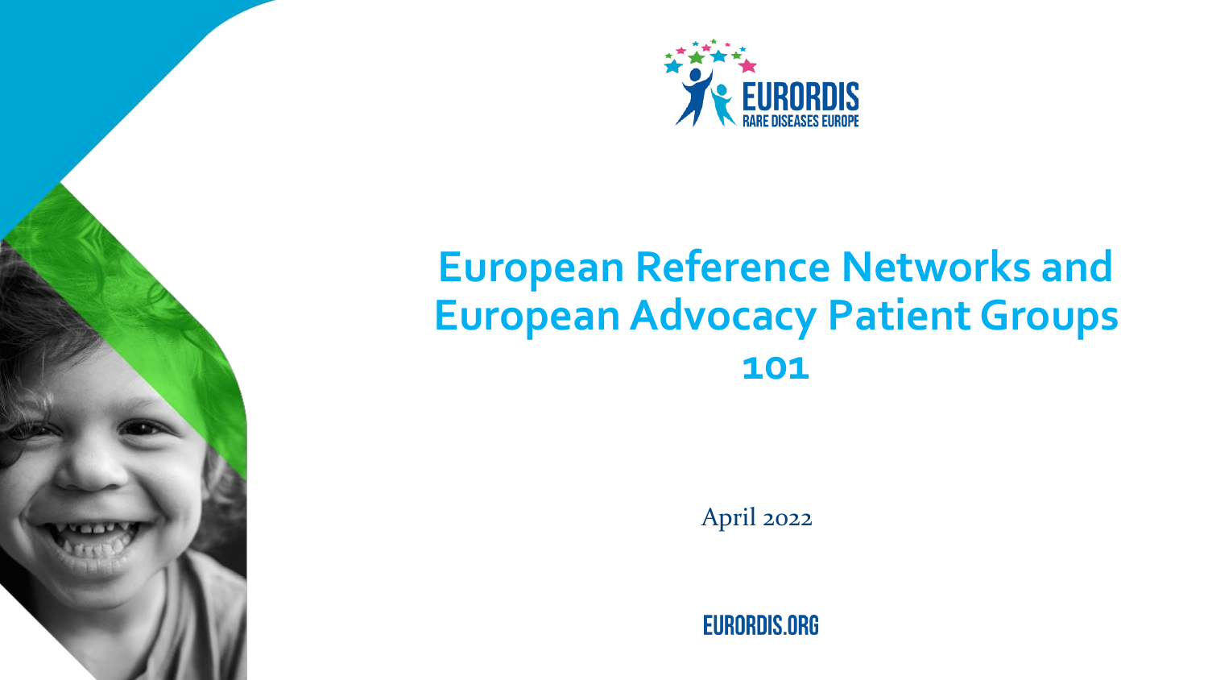EURORDIS

RARE DISEASES EUROPE

# European Reference Networks and European Advocacy Patient Groups 101

April 2022

EURORDIS.ORG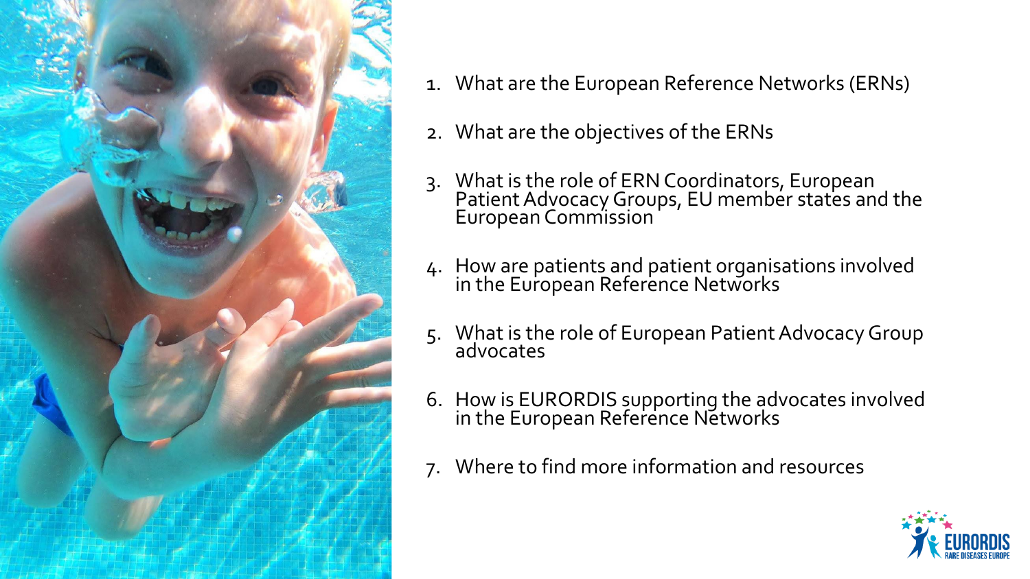1. What are the European Reference Networks (ERNs)
2. What are the objectives of the ERNs
3. What is the role of ERN Coordinators, European Patient Advocacy Groups, EU member states and the European Commission
4. How are patients and patient organisations involved in the European Reference Networks
5. What is the role of European Patient Advocacy Group advocates
6. How is EURORDIS supporting the advocates involved in the European Reference Networks
7. Where to find more information and resources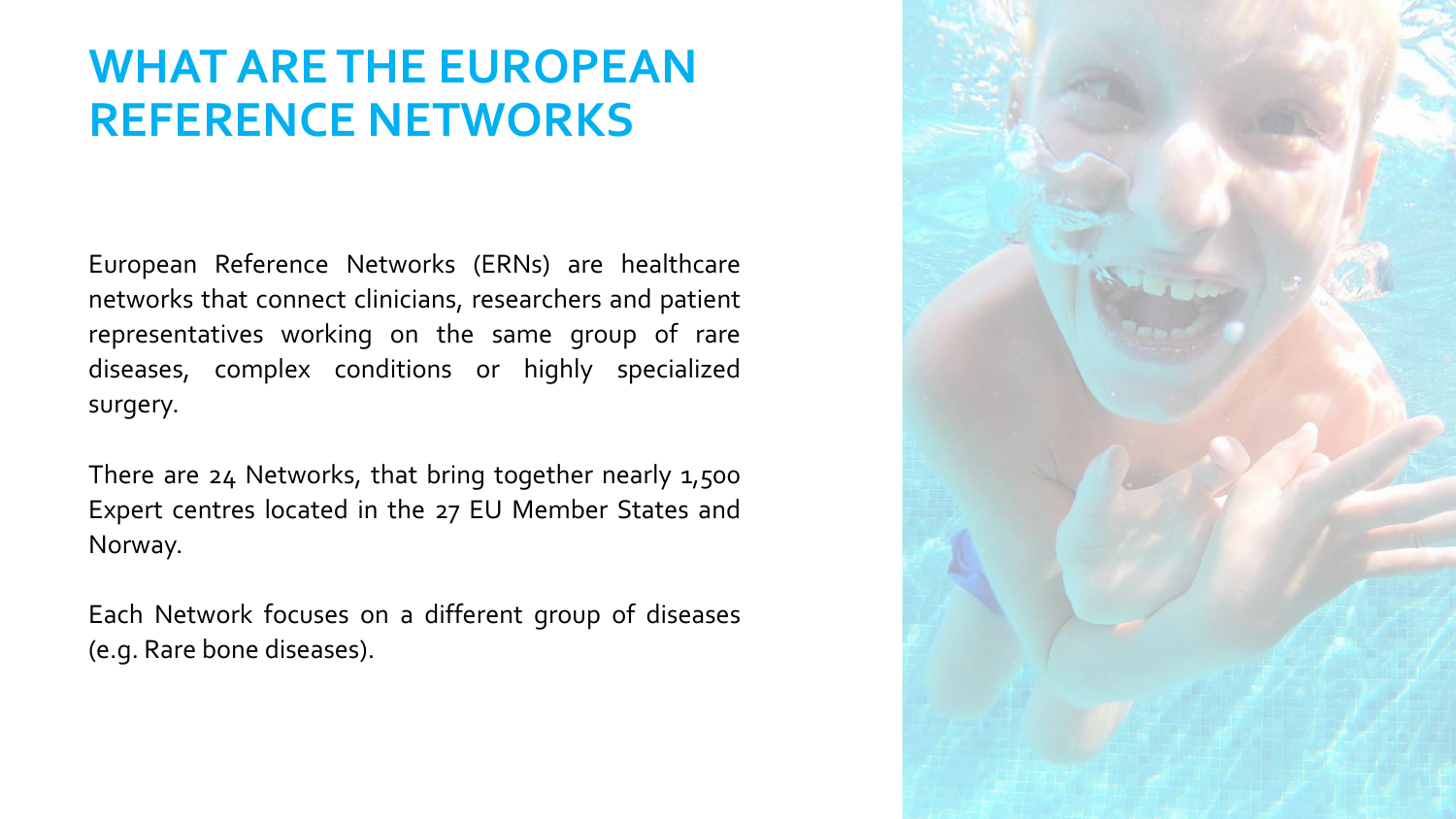# WHAT ARE THE EUROPEAN REFERENCE NETWORKS

European Reference Networks (ERNs) are healthcare networks that connect clinicians, researchers and patient representatives working on the same group of rare diseases, complex conditions or highly specialized surgery.

There are 24 Networks, that bring together nearly 1,500 Expert centres located in the 27 EU Member States and Norway.

Each Network focuses on a different group of diseases (e.g. Rare bone diseases).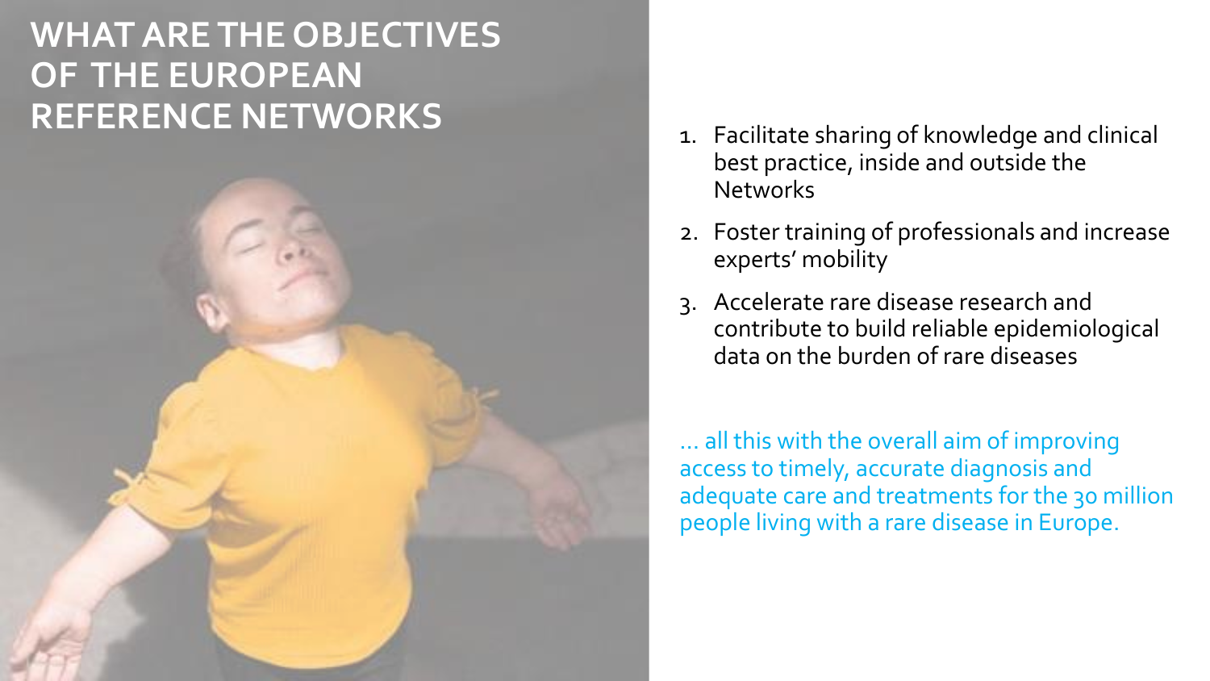# WHAT ARE THE OBJECTIVES OF THE EUROPEAN REFERENCE NETWORKS

1. Facilitate sharing of knowledge and clinical best practice, inside and outside the Networks
2. Foster training of professionals and increase experts' mobility
3. Accelerate rare disease research and contribute to build reliable epidemiological data on the burden of rare diseases

… all this with the overall aim of improving access to timely, accurate diagnosis and adequate care and treatments for the 30 million people living with a rare disease in Europe.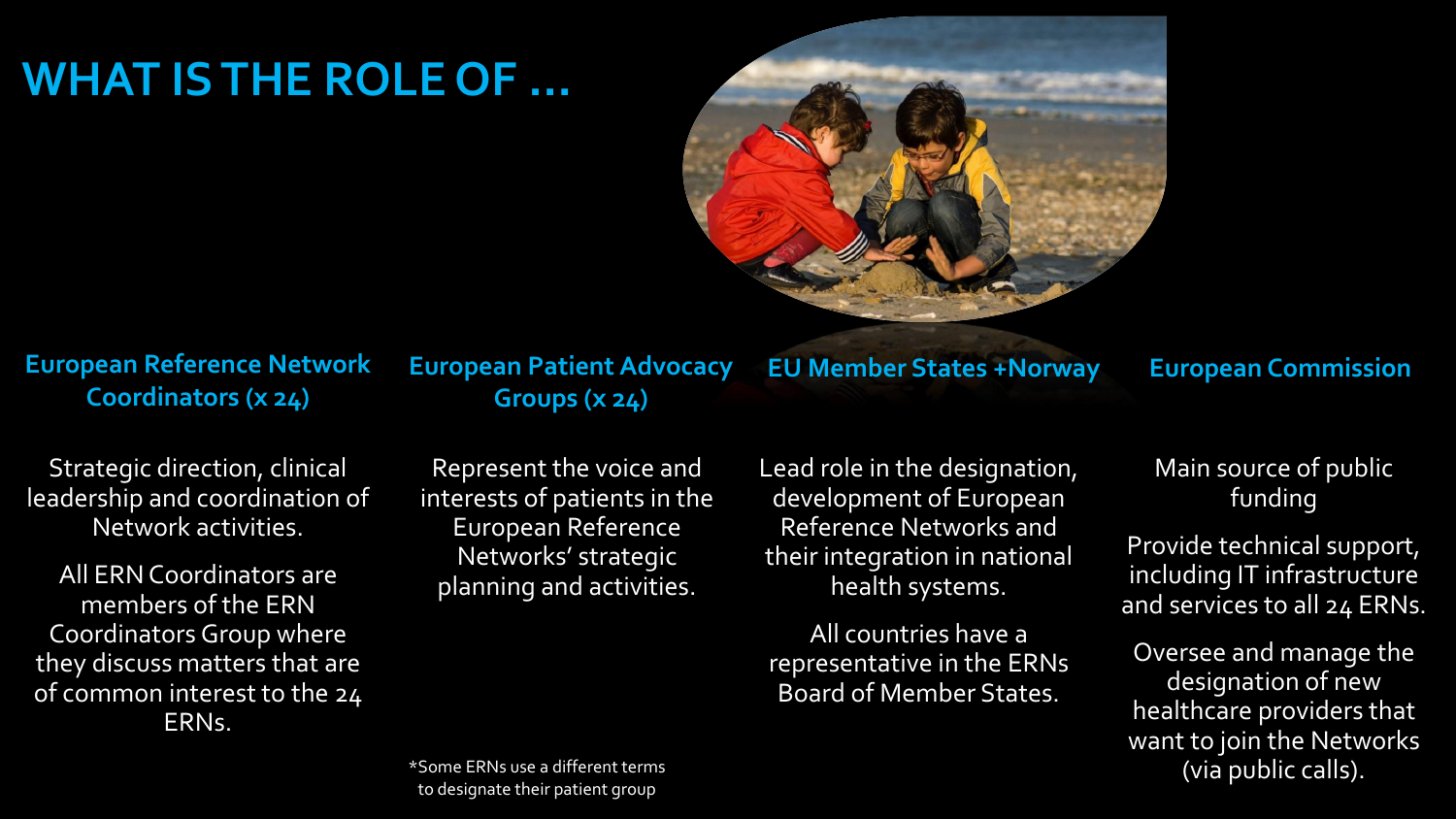# WHAT IS THE ROLE OF …

### European Reference Network Coordinators (x 24)

Strategic direction, clinical leadership and coordination of Network activities.

All ERN Coordinators are members of the ERN Coordinators Group where they discuss matters that are of common interest to the 24 ERNs.

### European Patient Advocacy Groups (x 24)

Represent the voice and interests of patients in the European Reference Networks' strategic planning and activities.

*Some ERNs use a different terms to designate their patient group

### EU Member States +Norway

Lead role in the designation, development of European Reference Networks and their integration in national health systems.

All countries have a representative in the ERNs Board of Member States.

### European Commission

Main source of public funding

Provide technical support, including IT infrastructure and services to all 24 ERNs.

Oversee and manage the designation of new healthcare providers that want to join the Networks (via public calls).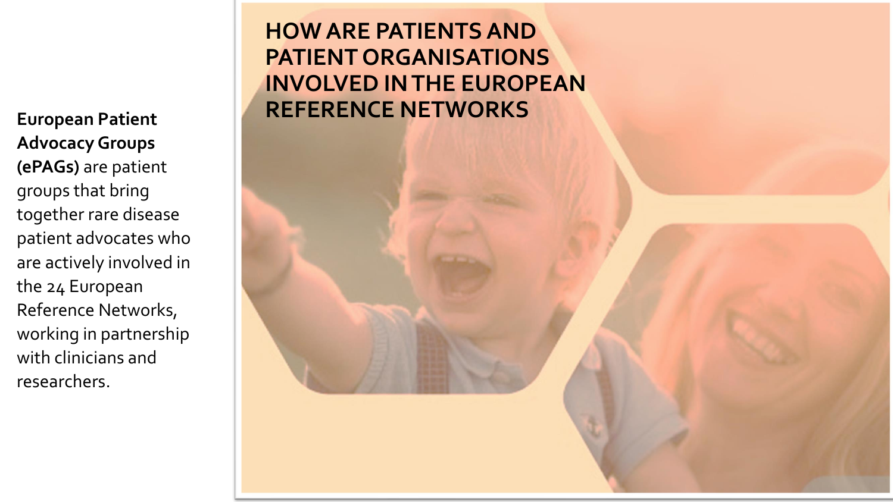# HOW ARE PATIENTS AND PATIENT ORGANISATIONS INVOLVED IN THE EUROPEAN REFERENCE NETWORKS

**European Patient Advocacy Groups (ePAGs)** are patient groups that bring together rare disease patient advocates who are actively involved in the 24 European Reference Networks, working in partnership with clinicians and researchers.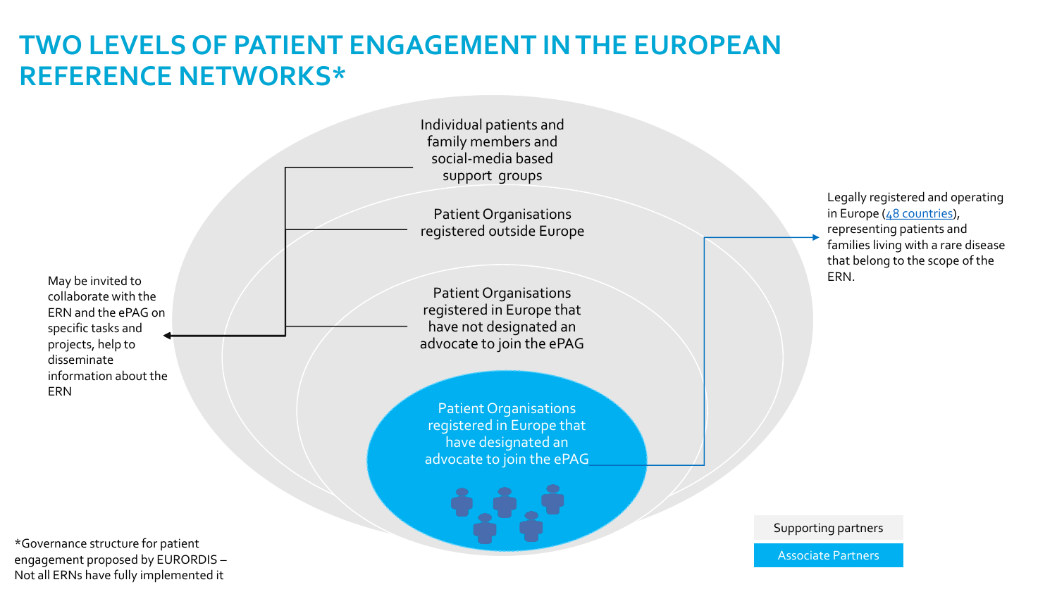# TWO LEVELS OF PATIENT ENGAGEMENT IN THE EUROPEAN REFERENCE NETWORKS*

Individual patients and family members and social-media based support groups

Patient Organisations registered outside Europe

Patient Organisations registered in Europe that have not designated an advocate to join the ePAG

Patient Organisations registered in Europe that have designated an advocate to join the ePAG

May be invited to collaborate with the ERN and the ePAG on specific tasks and projects, help to disseminate information about the ERN

Legally registered and operating in Europe (48 countries), representing patients and families living with a rare disease that belong to the scope of the ERN.

Supporting partners

Associate Partners

*Governance structure for patient engagement proposed by EURORDIS – Not all ERNs have fully implemented it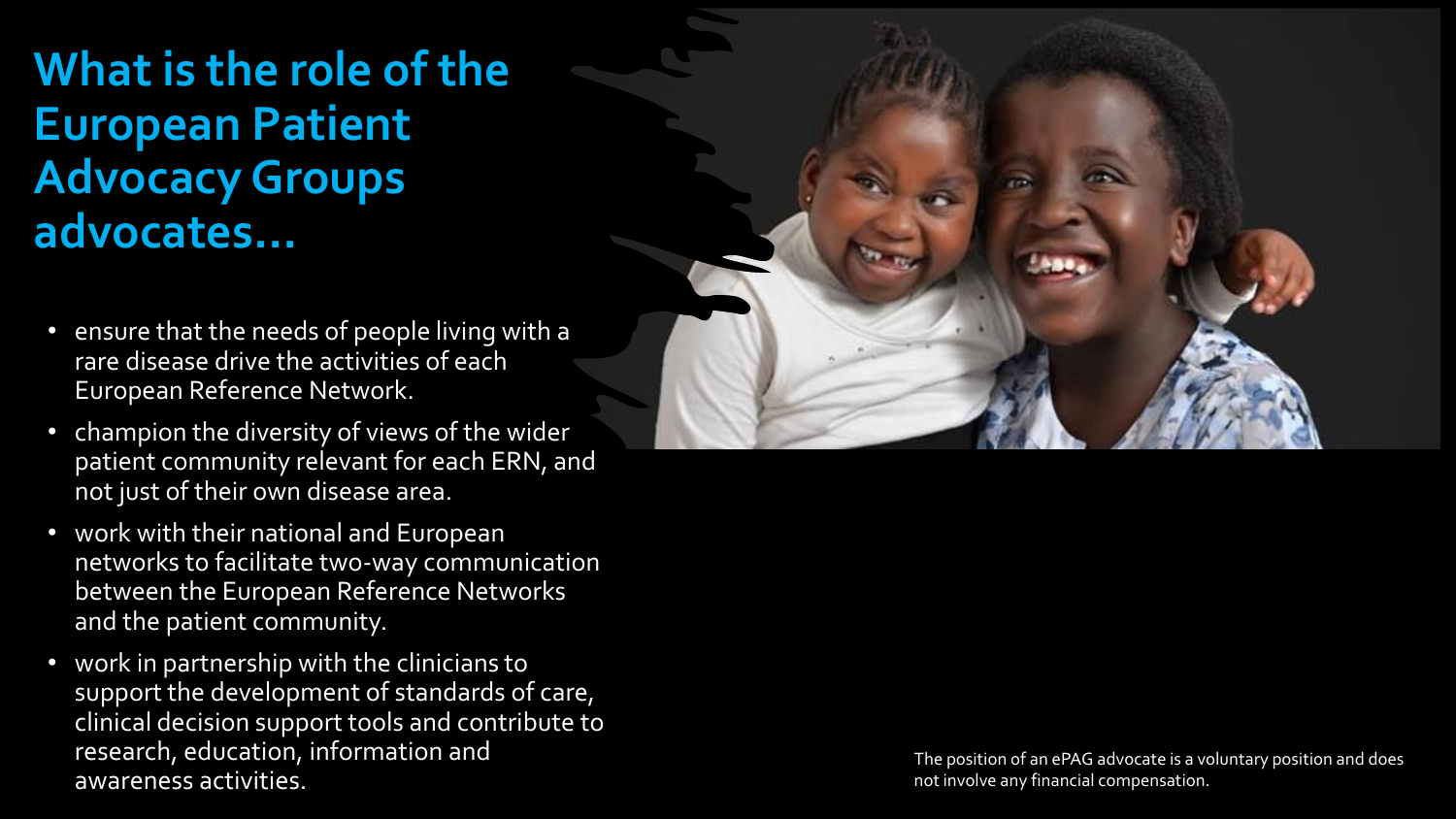# What is the role of the European Patient Advocacy Groups advocates…

- ensure that the needs of people living with a rare disease drive the activities of each European Reference Network.
- champion the diversity of views of the wider patient community relevant for each ERN, and not just of their own disease area.
- work with their national and European networks to facilitate two-way communication between the European Reference Networks and the patient community.
- work in partnership with the clinicians to support the development of standards of care, clinical decision support tools and contribute to research, education, information and awareness activities.

The position of an ePAG advocate is a voluntary position and does not involve any financial compensation.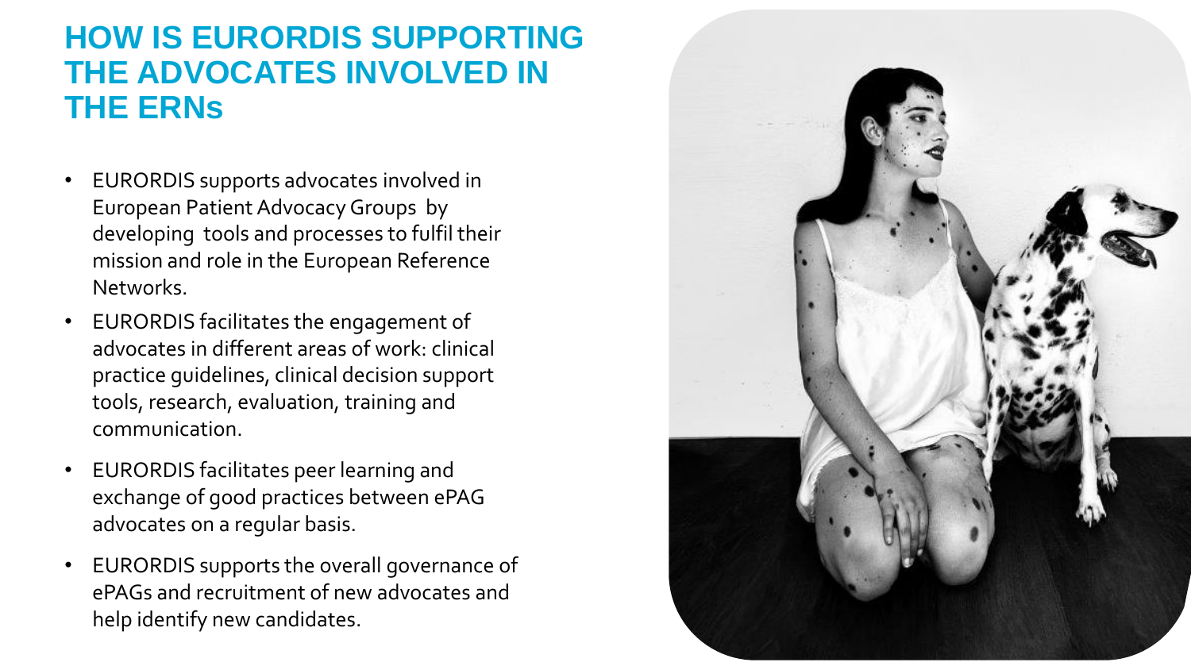# HOW IS EURORDIS SUPPORTING THE ADVOCATES INVOLVED IN THE ERNs

- EURORDIS supports advocates involved in European Patient Advocacy Groups by developing tools and processes to fulfil their mission and role in the European Reference Networks.
- EURORDIS facilitates the engagement of advocates in different areas of work: clinical practice guidelines, clinical decision support tools, research, evaluation, training and communication.
- EURORDIS facilitates peer learning and exchange of good practices between ePAG advocates on a regular basis.
- EURORDIS supports the overall governance of ePAGs and recruitment of new advocates and help identify new candidates.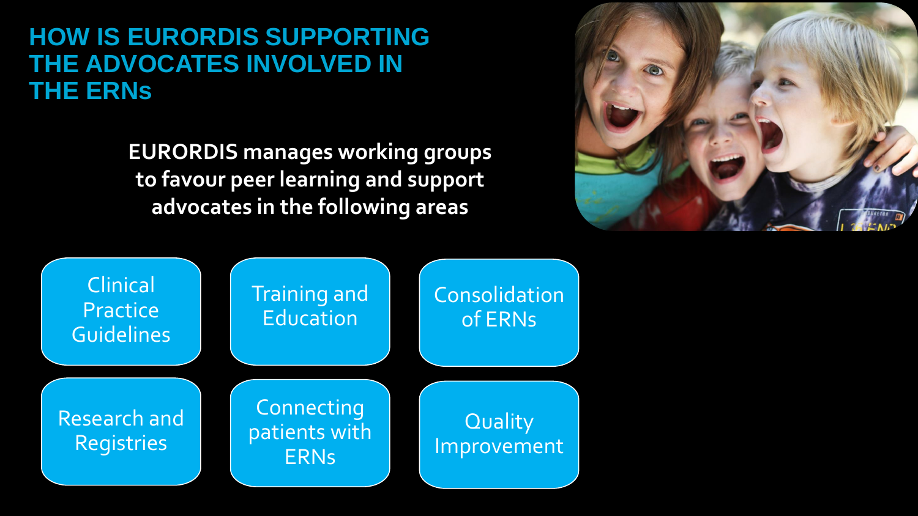# HOW IS EURORDIS SUPPORTING THE ADVOCATES INVOLVED IN THE ERNs

**EURORDIS manages working groups to favour peer learning and support advocates in the following areas**

- Clinical Practice Guidelines
- Training and Education
- Consolidation of ERNs
- Research and Registries
- Connecting patients with ERNs
- Quality Improvement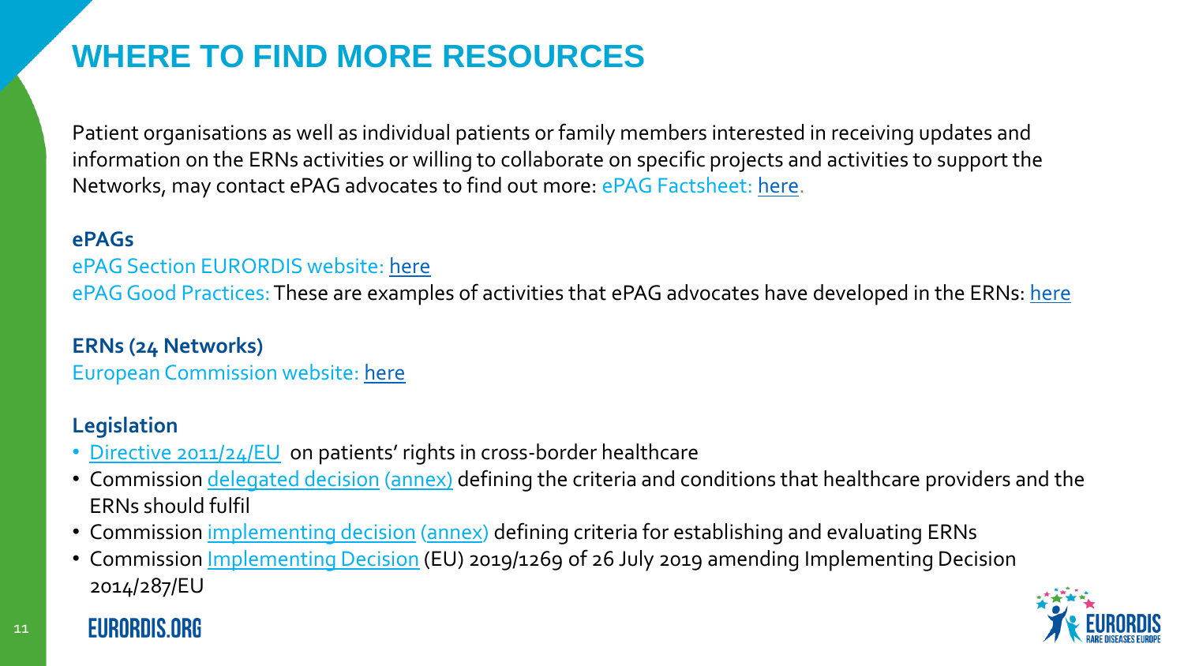# WHERE TO FIND MORE RESOURCES

Patient organisations as well as individual patients or family members interested in receiving updates and information on the ERNs activities or willing to collaborate on specific projects and activities to support the Networks, may contact ePAG advocates to find out more: ePAG Factsheet: here.

**ePAGs**

ePAG Section EURORDIS website: here

ePAG Good Practices: These are examples of activities that ePAG advocates have developed in the ERNs: here

**ERNs (24 Networks)**

European Commission website: here

**Legislation**

- Directive 2011/24/EU on patients' rights in cross-border healthcare
- Commission delegated decision (annex) defining the criteria and conditions that healthcare providers and the ERNs should fulfil
- Commission implementing decision (annex) defining criteria for establishing and evaluating ERNs
- Commission Implementing Decision (EU) 2019/1269 of 26 July 2019 amending Implementing Decision 2014/287/EU

EURORDIS.ORG